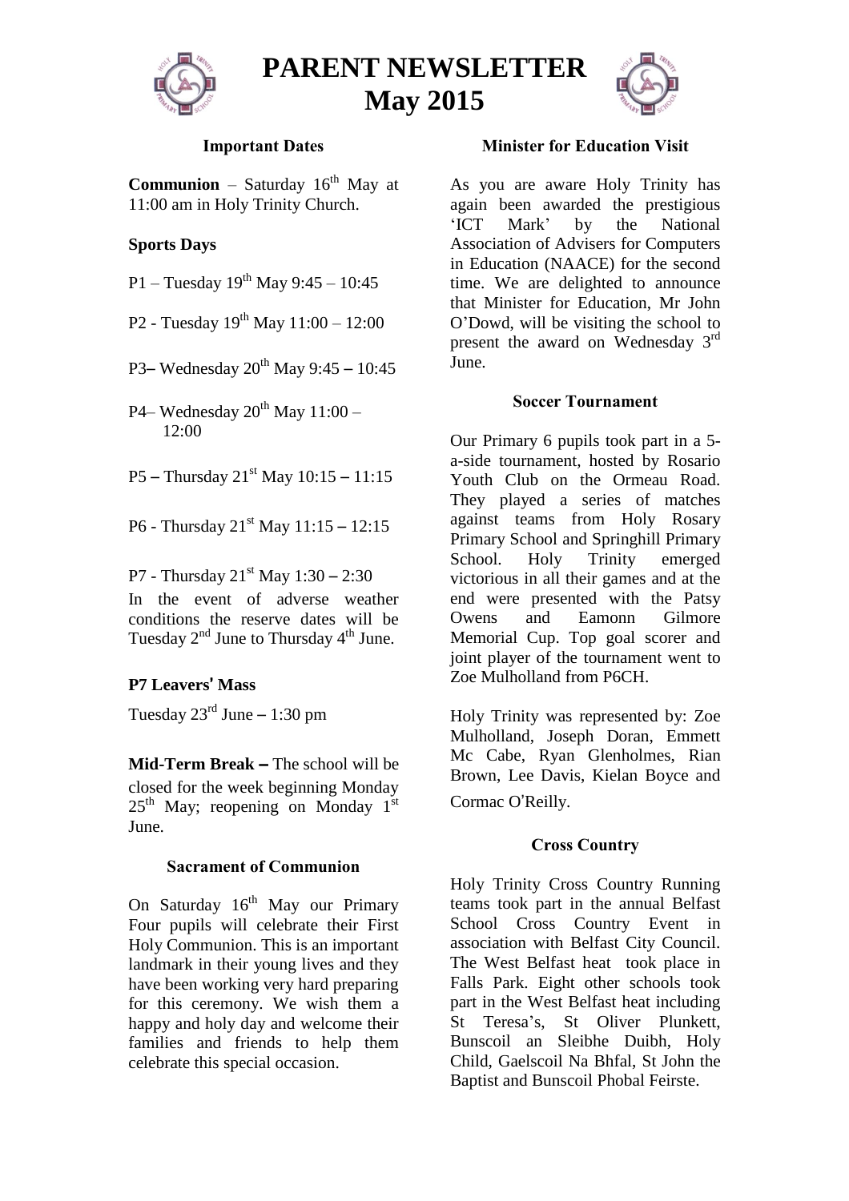# PARENT NEWSLETTER May 2015

### Important Dates

**Communion** – Saturday 16th May at 11:00 am in Holy Trinity Church.

**Sports Days**

P1 – Tuesday 19th May 9:45 – 10:45

P2 - Tuesday 19th May 11:00 – 12:00

P3– Wednesday 20th May 9:45 – 10:45

P4– Wednesday 20th May 11:00 – 12:00

P5 – Thursday 21st May 10:15 – 11:15

P6 - Thursday 21st May 11:15 – 12:15

P7 - Thursday 21st May 1:30 – 2:30

In the event of adverse weather conditions the reserve dates will be Tuesday 2nd June to Thursday 4th June.

**P7 Leavers' Mass**

Tuesday 23rd June – 1:30 pm

**Mid-Term Break –** The school will be closed for the week beginning Monday 25th May; reopening on Monday 1st June.

### Sacrament of Communion

On Saturday 16th May our Primary Four pupils will celebrate their First Holy Communion. This is an important landmark in their young lives and they have been working very hard preparing for this ceremony. We wish them a happy and holy day and welcome their families and friends to help them celebrate this special occasion.

### Minister for Education Visit

As you are aware Holy Trinity has again been awarded the prestigious 'ICT Mark' by the National Association of Advisers for Computers in Education (NAACE) for the second time. We are delighted to announce that Minister for Education, Mr John O'Dowd, will be visiting the school to present the award on Wednesday 3rd June.

### Soccer Tournament

Our Primary 6 pupils took part in a 5-a-side tournament, hosted by Rosario Youth Club on the Ormeau Road. They played a series of matches against teams from Holy Rosary Primary School and Springhill Primary School. Holy Trinity emerged victorious in all their games and at the end were presented with the Patsy Owens and Eamonn Gilmore Memorial Cup. Top goal scorer and joint player of the tournament went to Zoe Mulholland from P6CH.

Holy Trinity was represented by: Zoe Mulholland, Joseph Doran, Emmett Mc Cabe, Ryan Glenholmes, Rian Brown, Lee Davis, Kielan Boyce and Cormac O'Reilly.

### Cross Country

Holy Trinity Cross Country Running teams took part in the annual Belfast School Cross Country Event in association with Belfast City Council. The West Belfast heat took place in Falls Park. Eight other schools took part in the West Belfast heat including St Teresa's, St Oliver Plunkett, Bunscoil an Sleibhe Duibh, Holy Child, Gaelscoil Na Bhfal, St John the Baptist and Bunscoil Phobal Feirste.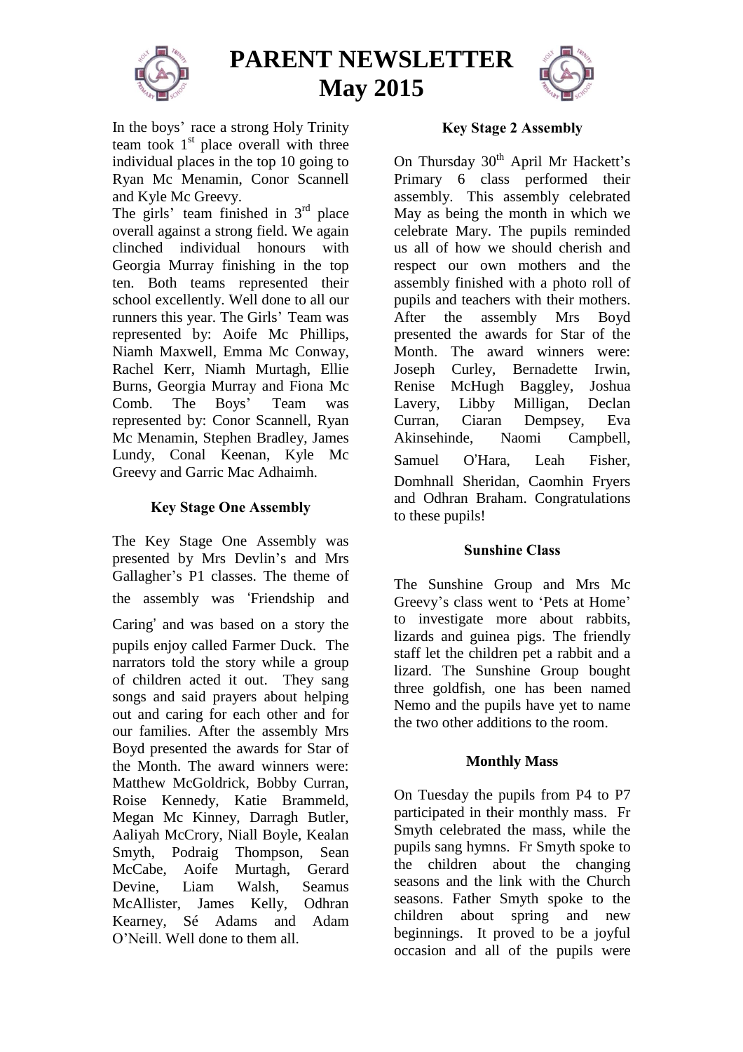# PARENT NEWSLETTER
# May 2015

In the boys' race a strong Holy Trinity team took 1st place overall with three individual places in the top 10 going to Ryan Mc Menamin, Conor Scannell and Kyle Mc Greevy.

The girls' team finished in 3rd place overall against a strong field. We again clinched individual honours with Georgia Murray finishing in the top ten. Both teams represented their school excellently. Well done to all our runners this year. The Girls' Team was represented by: Aoife Mc Phillips, Niamh Maxwell, Emma Mc Conway, Rachel Kerr, Niamh Murtagh, Ellie Burns, Georgia Murray and Fiona Mc Comb. The Boys' Team was represented by: Conor Scannell, Ryan Mc Menamin, Stephen Bradley, James Lundy, Conal Keenan, Kyle Mc Greevy and Garric Mac Adhaimh.

### Key Stage One Assembly

The Key Stage One Assembly was presented by Mrs Devlin's and Mrs Gallagher's P1 classes. The theme of the assembly was 'Friendship and Caring' and was based on a story the pupils enjoy called Farmer Duck. The narrators told the story while a group of children acted it out. They sang songs and said prayers about helping out and caring for each other and for our families. After the assembly Mrs Boyd presented the awards for Star of the Month. The award winners were: Matthew McGoldrick, Bobby Curran, Roise Kennedy, Katie Brammeld, Megan Mc Kinney, Darragh Butler, Aaliyah McCrory, Niall Boyle, Kealan Smyth, Podraig Thompson, Sean McCabe, Aoife Murtagh, Gerard Devine, Liam Walsh, Seamus McAllister, James Kelly, Odhran Kearney, Sé Adams and Adam O'Neill. Well done to them all.

### Key Stage 2 Assembly

On Thursday 30th April Mr Hackett's Primary 6 class performed their assembly. This assembly celebrated May as being the month in which we celebrate Mary. The pupils reminded us all of how we should cherish and respect our own mothers and the assembly finished with a photo roll of pupils and teachers with their mothers. After the assembly Mrs Boyd presented the awards for Star of the Month. The award winners were: Joseph Curley, Bernadette Irwin, Renise McHugh Baggley, Joshua Lavery, Libby Milligan, Declan Curran, Ciaran Dempsey, Eva Akinsehinde, Naomi Campbell, Samuel O'Hara, Leah Fisher, Domhnall Sheridan, Caomhin Fryers and Odhran Braham. Congratulations to these pupils!

### Sunshine Class

The Sunshine Group and Mrs Mc Greevy's class went to 'Pets at Home' to investigate more about rabbits, lizards and guinea pigs. The friendly staff let the children pet a rabbit and a lizard. The Sunshine Group bought three goldfish, one has been named Nemo and the pupils have yet to name the two other additions to the room.

### Monthly Mass

On Tuesday the pupils from P4 to P7 participated in their monthly mass. Fr Smyth celebrated the mass, while the pupils sang hymns. Fr Smyth spoke to the children about the changing seasons and the link with the Church seasons. Father Smyth spoke to the children about spring and new beginnings. It proved to be a joyful occasion and all of the pupils were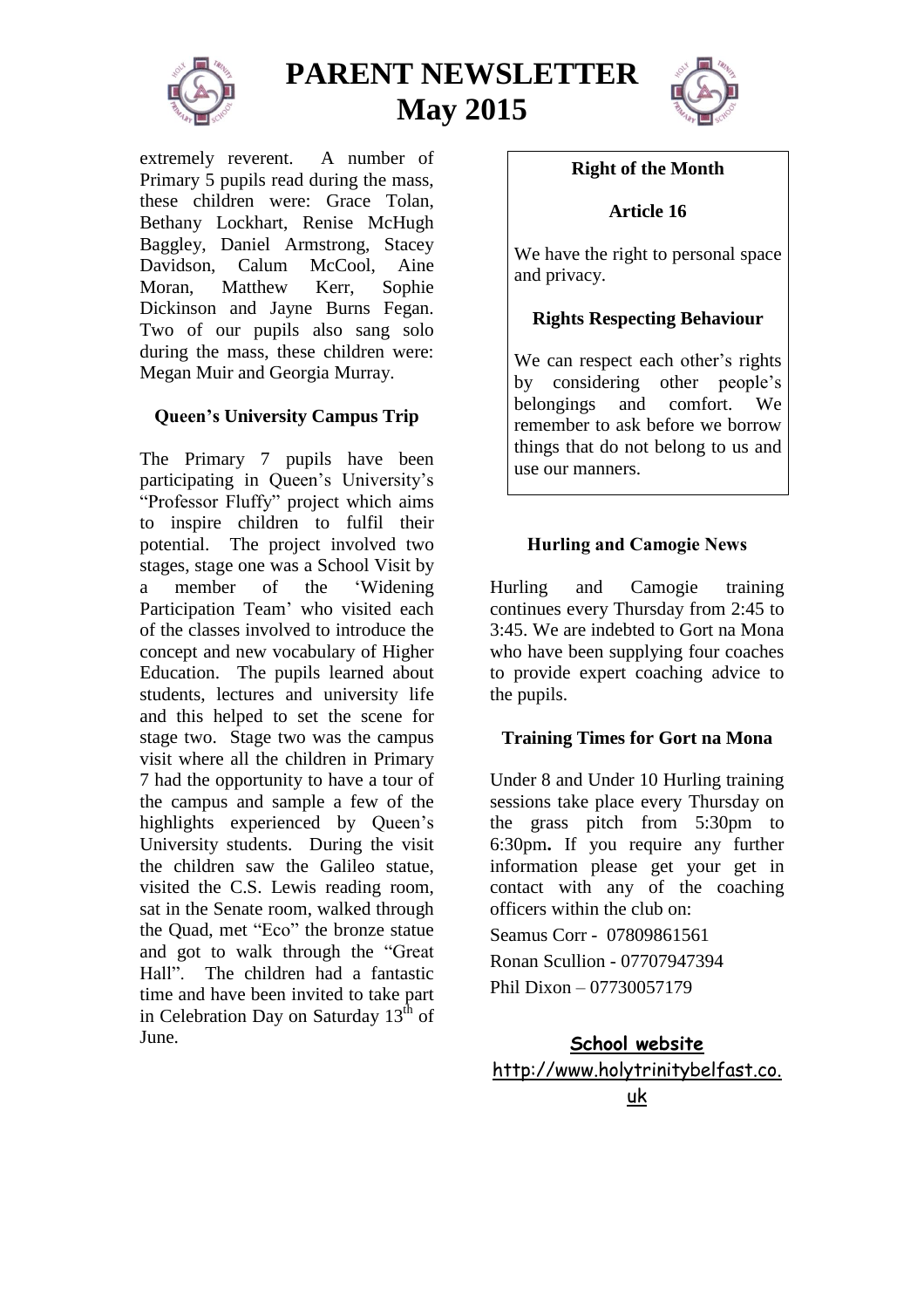# PARENT NEWSLETTER May 2015

extremely reverent. A number of Primary 5 pupils read during the mass, these children were: Grace Tolan, Bethany Lockhart, Renise McHugh Baggley, Daniel Armstrong, Stacey Davidson, Calum McCool, Aine Moran, Matthew Kerr, Sophie Dickinson and Jayne Burns Fegan. Two of our pupils also sang solo during the mass, these children were: Megan Muir and Georgia Murray.

### Queen's University Campus Trip

The Primary 7 pupils have been participating in Queen's University's "Professor Fluffy" project which aims to inspire children to fulfil their potential. The project involved two stages, stage one was a School Visit by a member of the 'Widening Participation Team' who visited each of the classes involved to introduce the concept and new vocabulary of Higher Education. The pupils learned about students, lectures and university life and this helped to set the scene for stage two. Stage two was the campus visit where all the children in Primary 7 had the opportunity to have a tour of the campus and sample a few of the highlights experienced by Queen's University students. During the visit the children saw the Galileo statue, visited the C.S. Lewis reading room, sat in the Senate room, walked through the Quad, met "Eco" the bronze statue and got to walk through the "Great Hall". The children had a fantastic time and have been invited to take part in Celebration Day on Saturday 13th of June.

### Right of the Month

**Article 16**

We have the right to personal space and privacy.

**Rights Respecting Behaviour**

We can respect each other's rights by considering other people's belongings and comfort. We remember to ask before we borrow things that do not belong to us and use our manners.

### Hurling and Camogie News

Hurling and Camogie training continues every Thursday from 2:45 to 3:45. We are indebted to Gort na Mona who have been supplying four coaches to provide expert coaching advice to the pupils.

### Training Times for Gort na Mona

Under 8 and Under 10 Hurling training sessions take place every Thursday on the grass pitch from 5:30pm to 6:30pm**.** If you require any further information please get your get in contact with any of the coaching officers within the club on:

Seamus Corr - 07809861561

Ronan Scullion - 07707947394

Phil Dixon – 07730057179

**School website**

http://www.holytrinitybelfast.co.uk